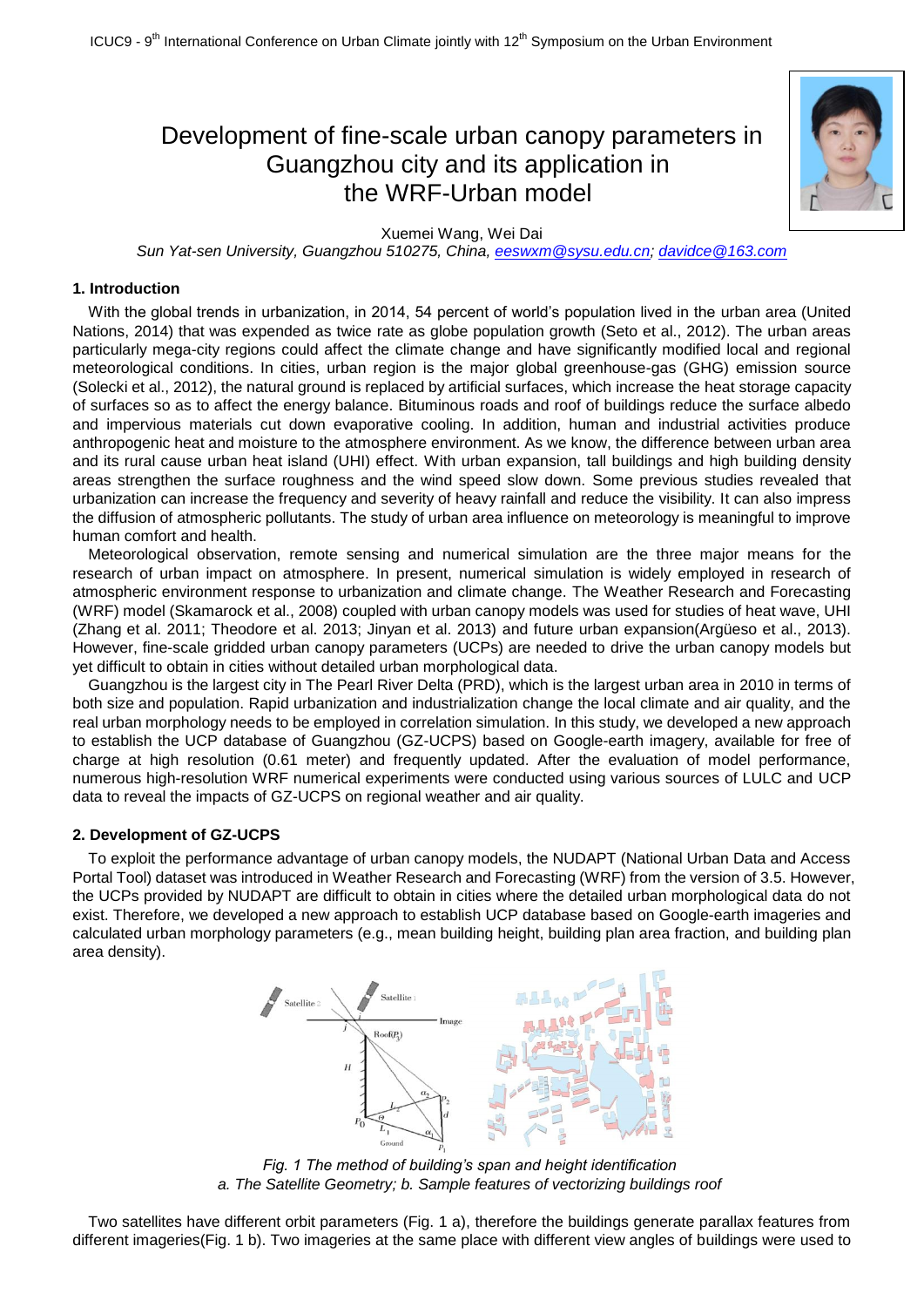# Development of fine-scale urban canopy parameters in Guangzhou city and its application in the WRF-Urban model

Xuemei Wang, Wei Dai

*Sun Yat-sen University, Guangzhou 510275, China, eeswxm@sysu.edu.cn; davidce@163.com*

## 1. Introduction

With the global trends in urbanization, in 2014, 54 percent of world's population lived in the urban area (United Nations, 2014) that was expended as twice rate as globe population growth (Seto et al., 2012). The urban areas particularly mega-city regions could affect the climate change and have significantly modified local and regional meteorological conditions. In cities, urban region is the major global greenhouse-gas (GHG) emission source (Solecki et al., 2012), the natural ground is replaced by artificial surfaces, which increase the heat storage capacity of surfaces so as to affect the energy balance. Bituminous roads and roof of buildings reduce the surface albedo and impervious materials cut down evaporative cooling. In addition, human and industrial activities produce anthropogenic heat and moisture to the atmosphere environment. As we know, the difference between urban area and its rural cause urban heat island (UHI) effect. With urban expansion, tall buildings and high building density areas strengthen the surface roughness and the wind speed slow down. Some previous studies revealed that urbanization can increase the frequency and severity of heavy rainfall and reduce the visibility. It can also impress the diffusion of atmospheric pollutants. The study of urban area influence on meteorology is meaningful to improve human comfort and health.

Meteorological observation, remote sensing and numerical simulation are the three major means for the research of urban impact on atmosphere. In present, numerical simulation is widely employed in research of atmospheric environment response to urbanization and climate change. The Weather Research and Forecasting (WRF) model (Skamarock et al., 2008) coupled with urban canopy models was used for studies of heat wave, UHI (Zhang et al. 2011; Theodore et al. 2013; Jinyan et al. 2013) and future urban expansion(Argüeso et al., 2013). However, fine-scale gridded urban canopy parameters (UCPs) are needed to drive the urban canopy models but yet difficult to obtain in cities without detailed urban morphological data.

Guangzhou is the largest city in The Pearl River Delta (PRD), which is the largest urban area in 2010 in terms of both size and population. Rapid urbanization and industrialization change the local climate and air quality, and the real urban morphology needs to be employed in correlation simulation. In this study, we developed a new approach to establish the UCP database of Guangzhou (GZ-UCPS) based on Google-earth imagery, available for free of charge at high resolution (0.61 meter) and frequently updated. After the evaluation of model performance, numerous high-resolution WRF numerical experiments were conducted using various sources of LULC and UCP data to reveal the impacts of GZ-UCPS on regional weather and air quality.

## 2. Development of GZ-UCPS

To exploit the performance advantage of urban canopy models, the NUDAPT (National Urban Data and Access Portal Tool) dataset was introduced in Weather Research and Forecasting (WRF) from the version of 3.5. However, the UCPs provided by NUDAPT are difficult to obtain in cities where the detailed urban morphological data do not exist. Therefore, we developed a new approach to establish UCP database based on Google-earth imageries and calculated urban morphology parameters (e.g., mean building height, building plan area fraction, and building plan area density).

*Fig. 1 The method of building's span and height identification*
*a. The Satellite Geometry; b. Sample features of vectorizing buildings roof*

Two satellites have different orbit parameters (Fig. 1 a), therefore the buildings generate parallax features from different imageries(Fig. 1 b). Two imageries at the same place with different view angles of buildings were used to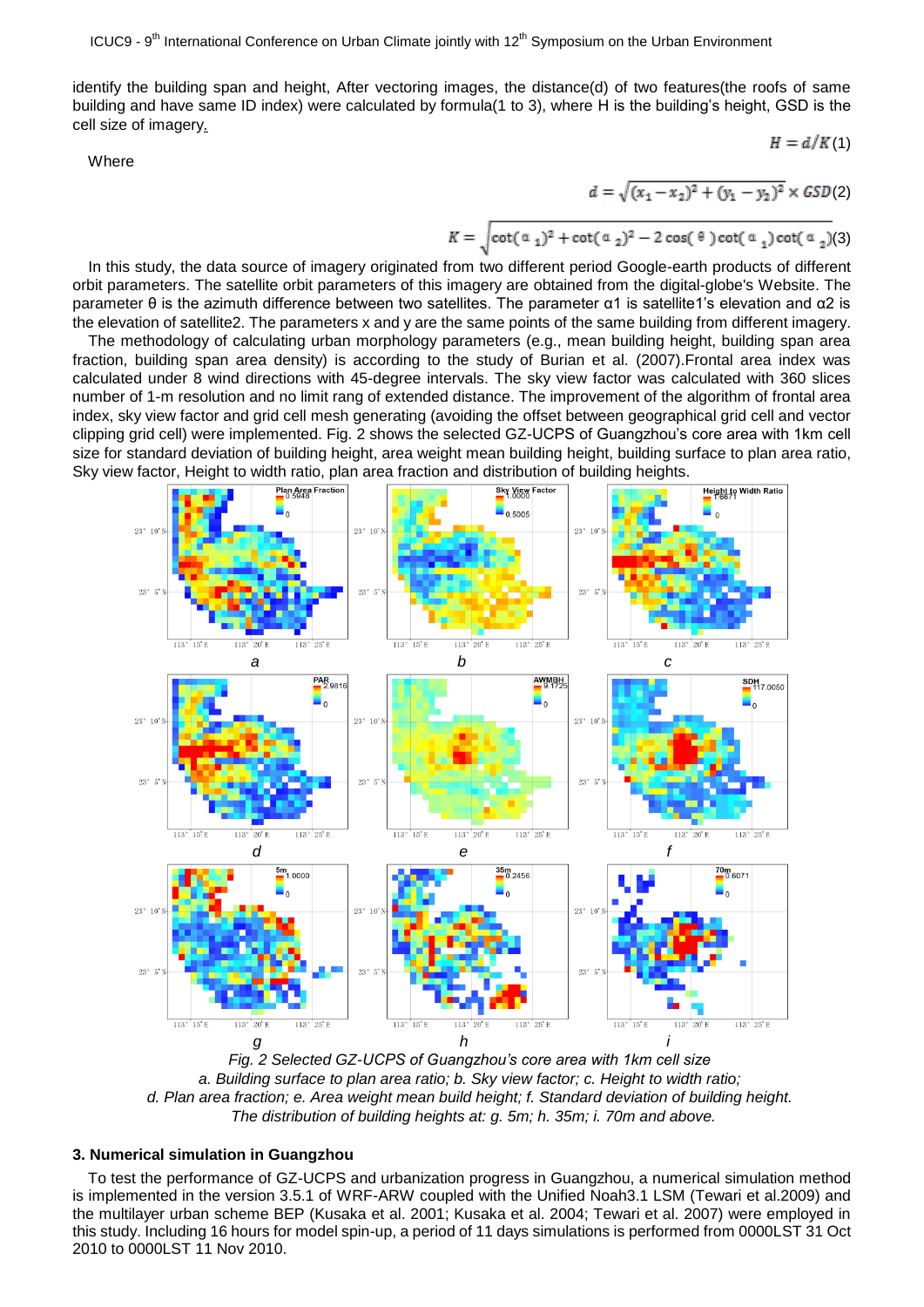identify the building span and height, After vectoring images, the distance(d) of two features(the roofs of same building and have same ID index) were calculated by formula(1 to 3), where H is the building's height, GSD is the cell size of imagery.

$$H = d/K \quad (1)$$

Where

$$d = \sqrt{(x_1 - x_2)^2 + (y_1 - y_2)^2} \times GSD \quad (2)$$

$$K = \sqrt{\cot(\alpha_1)^2 + \cot(\alpha_2)^2 - 2\cos(\theta)\cot(\alpha_1)\cot(\alpha_2)} \quad (3)$$

In this study, the data source of imagery originated from two different period Google-earth products of different orbit parameters. The satellite orbit parameters of this imagery are obtained from the digital-globe's Website. The parameter θ is the azimuth difference between two satellites. The parameter α1 is satellite1's elevation and α2 is the elevation of satellite2. The parameters x and y are the same points of the same building from different imagery.

The methodology of calculating urban morphology parameters (e.g., mean building height, building span area fraction, building span area density) is according to the study of Burian et al. (2007).Frontal area index was calculated under 8 wind directions with 45-degree intervals. The sky view factor was calculated with 360 slices number of 1-m resolution and no limit rang of extended distance. The improvement of the algorithm of frontal area index, sky view factor and grid cell mesh generating (avoiding the offset between geographical grid cell and vector clipping grid cell) were implemented. Fig. 2 shows the selected GZ-UCPS of Guangzhou's core area with 1km cell size for standard deviation of building height, area weight mean building height, building surface to plan area ratio, Sky view factor, Height to width ratio, plan area fraction and distribution of building heights.

*Fig. 2 Selected GZ-UCPS of Guangzhou's core area with 1km cell size*
*a. Building surface to plan area ratio; b. Sky view factor; c. Height to width ratio;*
*d. Plan area fraction; e. Area weight mean build height; f. Standard deviation of building height.*
*The distribution of building heights at: g. 5m; h. 35m; i. 70m and above.*

### 3. Numerical simulation in Guangzhou

To test the performance of GZ-UCPS and urbanization progress in Guangzhou, a numerical simulation method is implemented in the version 3.5.1 of WRF-ARW coupled with the Unified Noah3.1 LSM (Tewari et al.2009) and the multilayer urban scheme BEP (Kusaka et al. 2001; Kusaka et al. 2004; Tewari et al. 2007) were employed in this study. Including 16 hours for model spin-up, a period of 11 days simulations is performed from 0000LST 31 Oct 2010 to 0000LST 11 Nov 2010.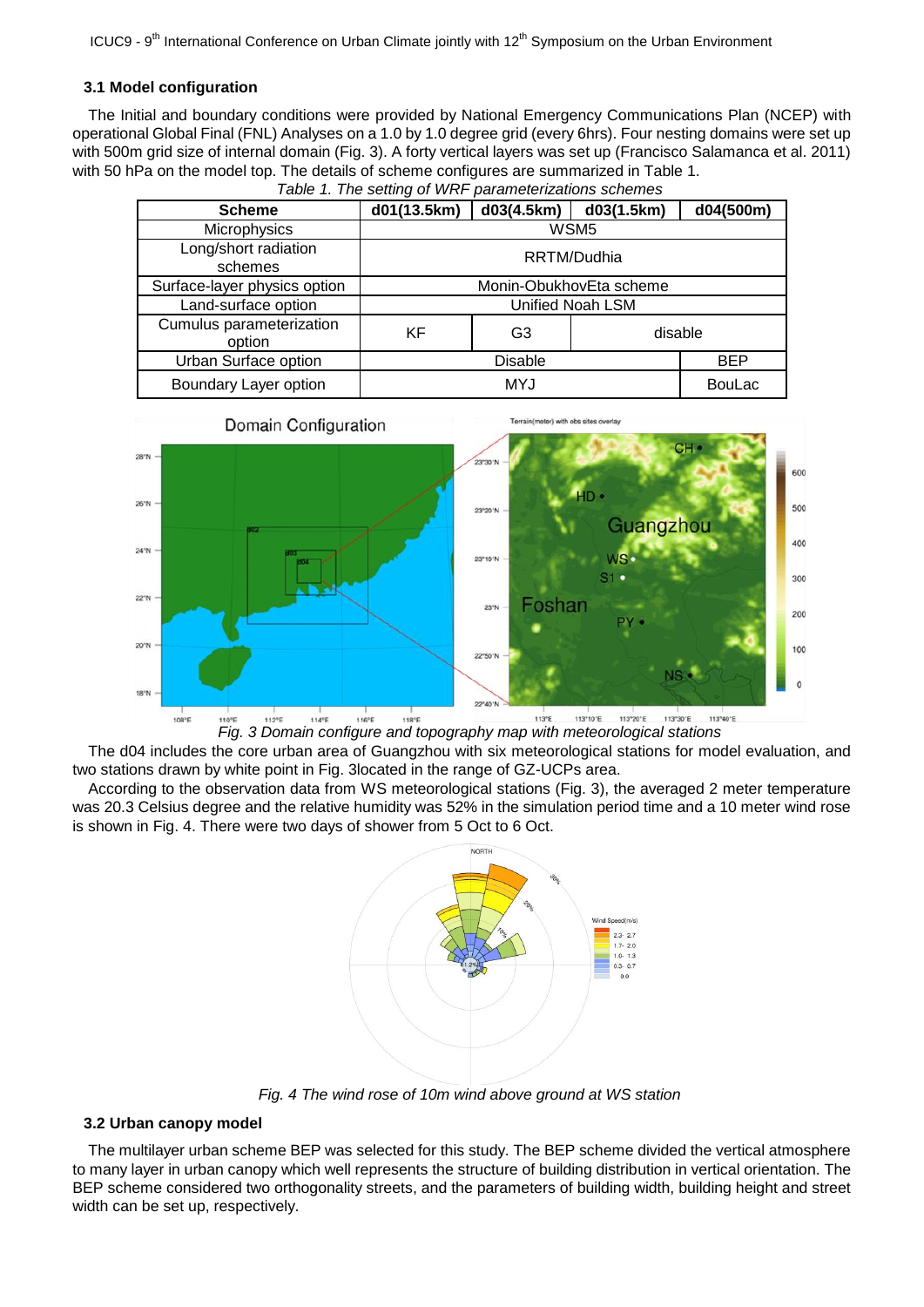### 3.1 Model configuration

The Initial and boundary conditions were provided by National Emergency Communications Plan (NCEP) with operational Global Final (FNL) Analyses on a 1.0 by 1.0 degree grid (every 6hrs). Four nesting domains were set up with 500m grid size of internal domain (Fig. 3). A forty vertical layers was set up (Francisco Salamanca et al. 2011) with 50 hPa on the model top. The details of scheme configures are summarized in Table 1.

*Table 1. The setting of WRF parameterizations schemes*

| Scheme | d01(13.5km) | d03(4.5km) | d03(1.5km) | d04(500m) |
|---|---|---|---|---|
| Microphysics | WSM5 | | | |
| Long/short radiation schemes | RRTM/Dudhia | | | |
| Surface-layer physics option | Monin-ObukhovEta scheme | | | |
| Land-surface option | Unified Noah LSM | | | |
| Cumulus parameterization option | KF | G3 | disable | |
| Urban Surface option | Disable | | | BEP |
| Boundary Layer option | MYJ | | | BouLac |

*Fig. 3 Domain configure and topography map with meteorological stations*

The d04 includes the core urban area of Guangzhou with six meteorological stations for model evaluation, and two stations drawn by white point in Fig. 3located in the range of GZ-UCPs area.

According to the observation data from WS meteorological stations (Fig. 3), the averaged 2 meter temperature was 20.3 Celsius degree and the relative humidity was 52% in the simulation period time and a 10 meter wind rose is shown in Fig. 4. There were two days of shower from 5 Oct to 6 Oct.

*Fig. 4 The wind rose of 10m wind above ground at WS station*

### 3.2 Urban canopy model

The multilayer urban scheme BEP was selected for this study. The BEP scheme divided the vertical atmosphere to many layer in urban canopy which well represents the structure of building distribution in vertical orientation. The BEP scheme considered two orthogonality streets, and the parameters of building width, building height and street width can be set up, respectively.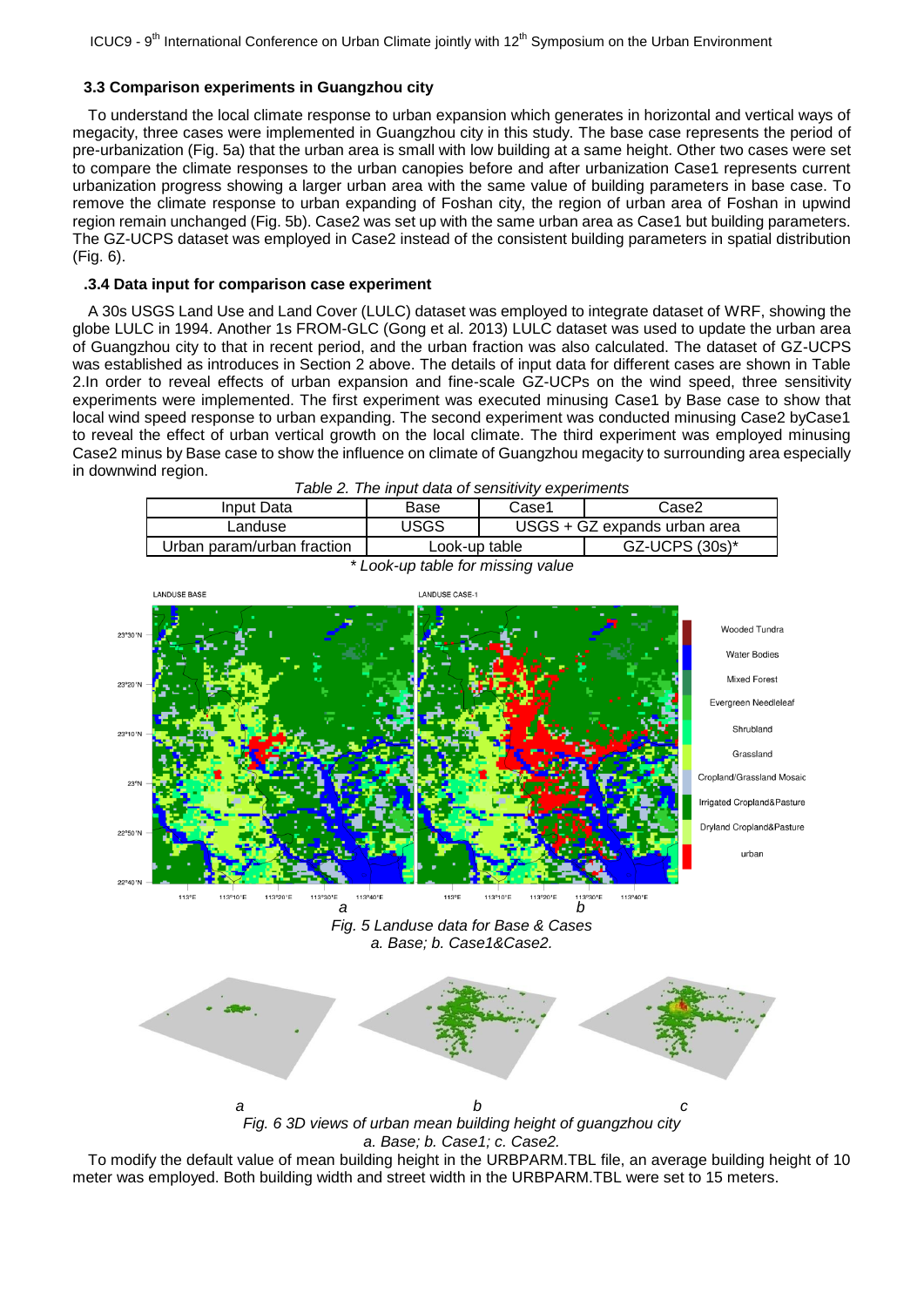### 3.3 Comparison experiments in Guangzhou city

To understand the local climate response to urban expansion which generates in horizontal and vertical ways of megacity, three cases were implemented in Guangzhou city in this study. The base case represents the period of pre-urbanization (Fig. 5a) that the urban area is small with low building at a same height. Other two cases were set to compare the climate responses to the urban canopies before and after urbanization Case1 represents current urbanization progress showing a larger urban area with the same value of building parameters in base case. To remove the climate response to urban expanding of Foshan city, the region of urban area of Foshan in upwind region remain unchanged (Fig. 5b). Case2 was set up with the same urban area as Case1 but building parameters. The GZ-UCPS dataset was employed in Case2 instead of the consistent building parameters in spatial distribution (Fig. 6).

### .3.4 Data input for comparison case experiment

A 30s USGS Land Use and Land Cover (LULC) dataset was employed to integrate dataset of WRF, showing the globe LULC in 1994. Another 1s FROM-GLC (Gong et al. 2013) LULC dataset was used to update the urban area of Guangzhou city to that in recent period, and the urban fraction was also calculated. The dataset of GZ-UCPS was established as introduces in Section 2 above. The details of input data for different cases are shown in Table 2.In order to reveal effects of urban expansion and fine-scale GZ-UCPs on the wind speed, three sensitivity experiments were implemented. The first experiment was executed minusing Case1 by Base case to show that local wind speed response to urban expanding. The second experiment was conducted minusing Case2 byCase1 to reveal the effect of urban vertical growth on the local climate. The third experiment was employed minusing Case2 minus by Base case to show the influence on climate of Guangzhou megacity to surrounding area especially in downwind region.

*Table 2. The input data of sensitivity experiments*

| Input Data | Base | Case1 | Case2 |
|---|---|---|---|
| Landuse | USGS | USGS + GZ expands urban area | |
| Urban param/urban fraction | Look-up table | | GZ-UCPS (30s)* |

*\* Look-up table for missing value*

*Fig. 5 Landuse data for Base & Cases*
*a. Base; b. Case1&Case2.*

*Fig. 6 3D views of urban mean building height of guangzhou city*
*a. Base; b. Case1; c. Case2.*

To modify the default value of mean building height in the URBPARM.TBL file, an average building height of 10 meter was employed. Both building width and street width in the URBPARM.TBL were set to 15 meters.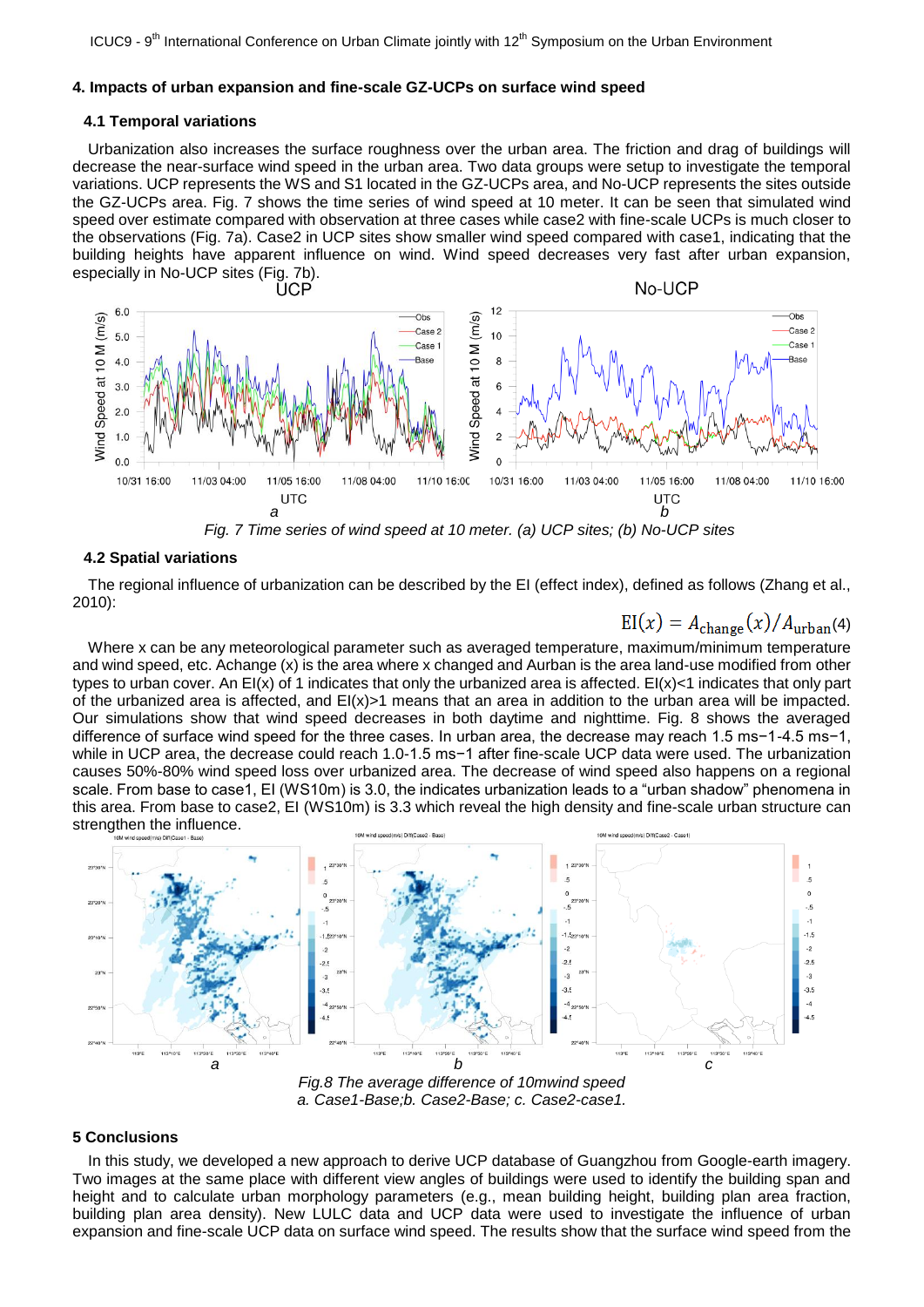### 4. Impacts of urban expansion and fine-scale GZ-UCPs on surface wind speed

#### 4.1 Temporal variations

Urbanization also increases the surface roughness over the urban area. The friction and drag of buildings will decrease the near-surface wind speed in the urban area. Two data groups were setup to investigate the temporal variations. UCP represents the WS and S1 located in the GZ-UCPs area, and No-UCP represents the sites outside the GZ-UCPs area. Fig. 7 shows the time series of wind speed at 10 meter. It can be seen that simulated wind speed over estimate compared with observation at three cases while case2 with fine-scale UCPs is much closer to the observations (Fig. 7a). Case2 in UCP sites show smaller wind speed compared with case1, indicating that the building heights have apparent influence on wind. Wind speed decreases very fast after urban expansion, especially in No-UCP sites (Fig. 7b).

*Fig. 7 Time series of wind speed at 10 meter. (a) UCP sites; (b) No-UCP sites*

#### 4.2 Spatial variations

The regional influence of urbanization can be described by the EI (effect index), defined as follows (Zhang et al., 2010):

$$\mathrm{EI}(x) = A_{\mathrm{change}}(x)/A_{\mathrm{urban}} \quad (4)$$

Where x can be any meteorological parameter such as averaged temperature, maximum/minimum temperature and wind speed, etc. Achange (x) is the area where x changed and Aurban is the area land-use modified from other types to urban cover. An EI(x) of 1 indicates that only the urbanized area is affected. EI(x)<1 indicates that only part of the urbanized area is affected, and EI(x)>1 means that an area in addition to the urban area will be impacted. Our simulations show that wind speed decreases in both daytime and nighttime. Fig. 8 shows the averaged difference of surface wind speed for the three cases. In urban area, the decrease may reach 1.5 ms−1-4.5 ms−1, while in UCP area, the decrease could reach 1.0-1.5 ms−1 after fine-scale UCP data were used. The urbanization causes 50%-80% wind speed loss over urbanized area. The decrease of wind speed also happens on a regional scale. From base to case1, EI (WS10m) is 3.0, the indicates urbanization leads to a "urban shadow" phenomena in this area. From base to case2, EI (WS10m) is 3.3 which reveal the high density and fine-scale urban structure can strengthen the influence.

*Fig.8 The average difference of 10mwind speed*
*a. Case1-Base;b. Case2-Base; c. Case2-case1.*

### 5 Conclusions

In this study, we developed a new approach to derive UCP database of Guangzhou from Google-earth imagery. Two images at the same place with different view angles of buildings were used to identify the building span and height and to calculate urban morphology parameters (e.g., mean building height, building plan area fraction, building plan area density). New LULC data and UCP data were used to investigate the influence of urban expansion and fine-scale UCP data on surface wind speed. The results show that the surface wind speed from the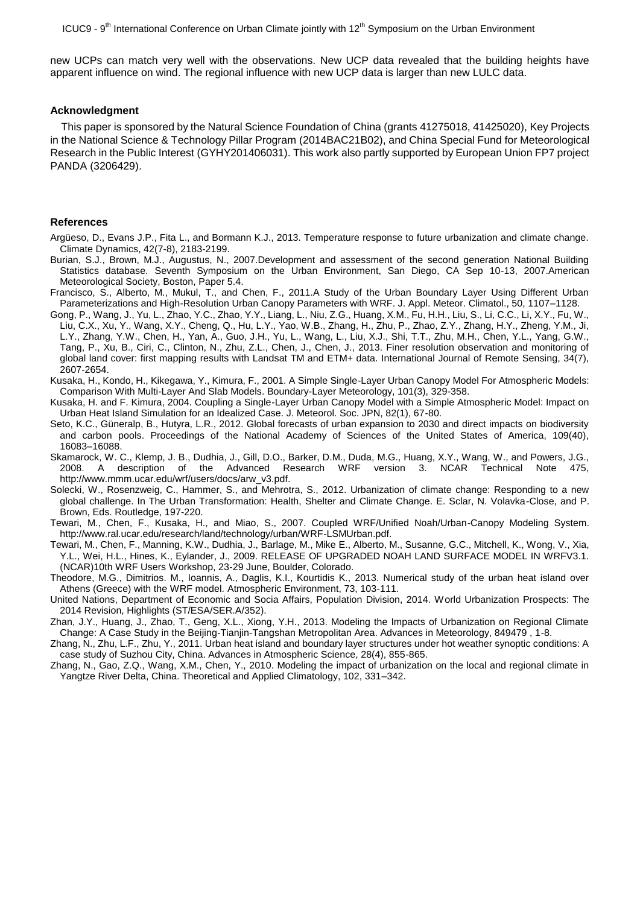new UCPs can match very well with the observations. New UCP data revealed that the building heights have apparent influence on wind. The regional influence with new UCP data is larger than new LULC data.

### Acknowledgment

This paper is sponsored by the Natural Science Foundation of China (grants 41275018, 41425020), Key Projects in the National Science & Technology Pillar Program (2014BAC21B02), and China Special Fund for Meteorological Research in the Public Interest (GYHY201406031). This work also partly supported by European Union FP7 project PANDA (3206429).

### References

Argüeso, D., Evans J.P., Fita L., and Bormann K.J., 2013. Temperature response to future urbanization and climate change. Climate Dynamics, 42(7-8), 2183-2199.

Burian, S.J., Brown, M.J., Augustus, N., 2007.Development and assessment of the second generation National Building Statistics database. Seventh Symposium on the Urban Environment, San Diego, CA Sep 10-13, 2007.American Meteorological Society, Boston, Paper 5.4.

Francisco, S., Alberto, M., Mukul, T., and Chen, F., 2011.A Study of the Urban Boundary Layer Using Different Urban Parameterizations and High-Resolution Urban Canopy Parameters with WRF. J. Appl. Meteor. Climatol., 50, 1107–1128.

Gong, P., Wang, J., Yu, L., Zhao, Y.C., Zhao, Y.Y., Liang, L., Niu, Z.G., Huang, X.M., Fu, H.H., Liu, S., Li, C.C., Li, X.Y., Fu, W., Liu, C.X., Xu, Y., Wang, X.Y., Cheng, Q., Hu, L.Y., Yao, W.B., Zhang, H., Zhu, P., Zhao, Z.Y., Zhang, H.Y., Zheng, Y.M., Ji, L.Y., Zhang, Y.W., Chen, H., Yan, A., Guo, J.H., Yu, L., Wang, L., Liu, X.J., Shi, T.T., Zhu, M.H., Chen, Y.L., Yang, G.W., Tang, P., Xu, B., Ciri, C., Clinton, N., Zhu, Z.L., Chen, J., Chen, J., 2013. Finer resolution observation and monitoring of global land cover: first mapping results with Landsat TM and ETM+ data. International Journal of Remote Sensing, 34(7), 2607-2654.

Kusaka, H., Kondo, H., Kikegawa, Y., Kimura, F., 2001. A Simple Single-Layer Urban Canopy Model For Atmospheric Models: Comparison With Multi-Layer And Slab Models. Boundary-Layer Meteorology, 101(3), 329-358.

Kusaka, H. and F. Kimura, 2004. Coupling a Single-Layer Urban Canopy Model with a Simple Atmospheric Model: Impact on Urban Heat Island Simulation for an Idealized Case. J. Meteorol. Soc. JPN, 82(1), 67-80.

Seto, K.C., Güneralp, B., Hutyra, L.R., 2012. Global forecasts of urban expansion to 2030 and direct impacts on biodiversity and carbon pools. Proceedings of the National Academy of Sciences of the United States of America, 109(40), 16083–16088.

Skamarock, W. C., Klemp, J. B., Dudhia, J., Gill, D.O., Barker, D.M., Duda, M.G., Huang, X.Y., Wang, W., and Powers, J.G., 2008. A description of the Advanced Research WRF version 3. NCAR Technical Note 475, http://www.mmm.ucar.edu/wrf/users/docs/arw_v3.pdf.

Solecki, W., Rosenzweig, C., Hammer, S., and Mehrotra, S., 2012. Urbanization of climate change: Responding to a new global challenge. In The Urban Transformation: Health, Shelter and Climate Change. E. Sclar, N. Volavka-Close, and P. Brown, Eds. Routledge, 197-220.

Tewari, M., Chen, F., Kusaka, H., and Miao, S., 2007. Coupled WRF/Unified Noah/Urban-Canopy Modeling System. http://www.ral.ucar.edu/research/land/technology/urban/WRF-LSMUrban.pdf.

Tewari, M., Chen, F., Manning, K.W., Dudhia, J., Barlage, M., Mike E., Alberto, M., Susanne, G.C., Mitchell, K., Wong, V., Xia, Y.L., Wei, H.L., Hines, K., Eylander, J., 2009. RELEASE OF UPGRADED NOAH LAND SURFACE MODEL IN WRFV3.1. (NCAR)10th WRF Users Workshop, 23-29 June, Boulder, Colorado.

Theodore, M.G., Dimitrios. M., Ioannis, A., Daglis, K.I., Kourtidis K., 2013. Numerical study of the urban heat island over Athens (Greece) with the WRF model. Atmospheric Environment, 73, 103-111.

United Nations, Department of Economic and Socia Affairs, Population Division, 2014. World Urbanization Prospects: The 2014 Revision, Highlights (ST/ESA/SER.A/352).

Zhan, J.Y., Huang, J., Zhao, T., Geng, X.L., Xiong, Y.H., 2013. Modeling the Impacts of Urbanization on Regional Climate Change: A Case Study in the Beijing-Tianjin-Tangshan Metropolitan Area. Advances in Meteorology, 849479 , 1-8.

Zhang, N., Zhu, L.F., Zhu, Y., 2011. Urban heat island and boundary layer structures under hot weather synoptic conditions: A case study of Suzhou City, China. Advances in Atmospheric Science, 28(4), 855-865.

Zhang, N., Gao, Z.Q., Wang, X.M., Chen, Y., 2010. Modeling the impact of urbanization on the local and regional climate in Yangtze River Delta, China. Theoretical and Applied Climatology, 102, 331–342.